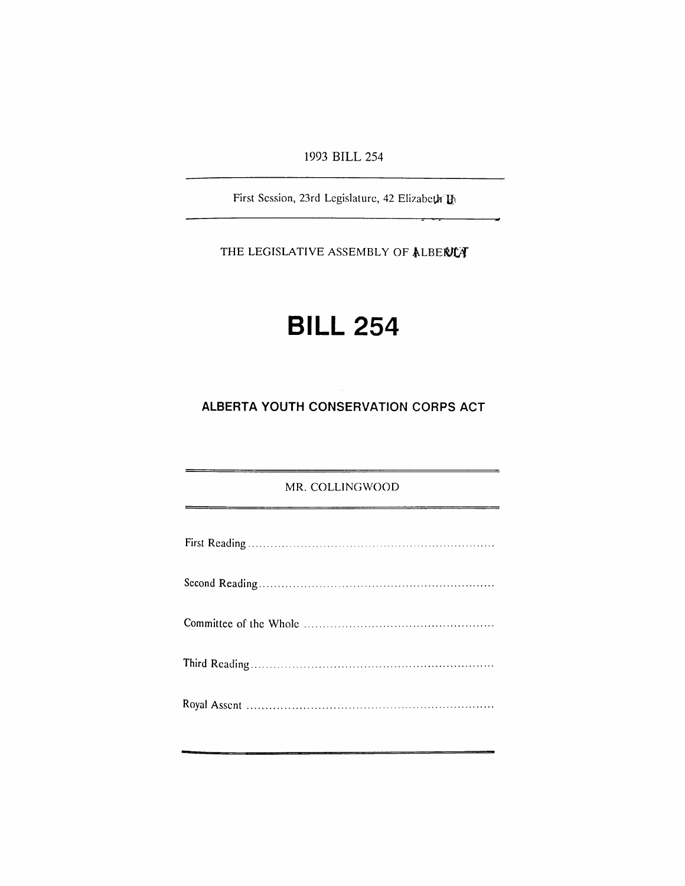1993 BILL 254

First Session, 23rd Legislature, 42 Elizabeth II

THE LEGISLATIVE ASSEMBLY OF ALBERTA

# BILL 254

## ALBERTA YOUTH CONSERVATION CORPS ACT

MR. COLLINGWOOD

First Reading ..................................................................

Second Reading ..............................................................

Committee of the Whole ..................................................

Third Reading .................................................................

Royal Assent ..................................................................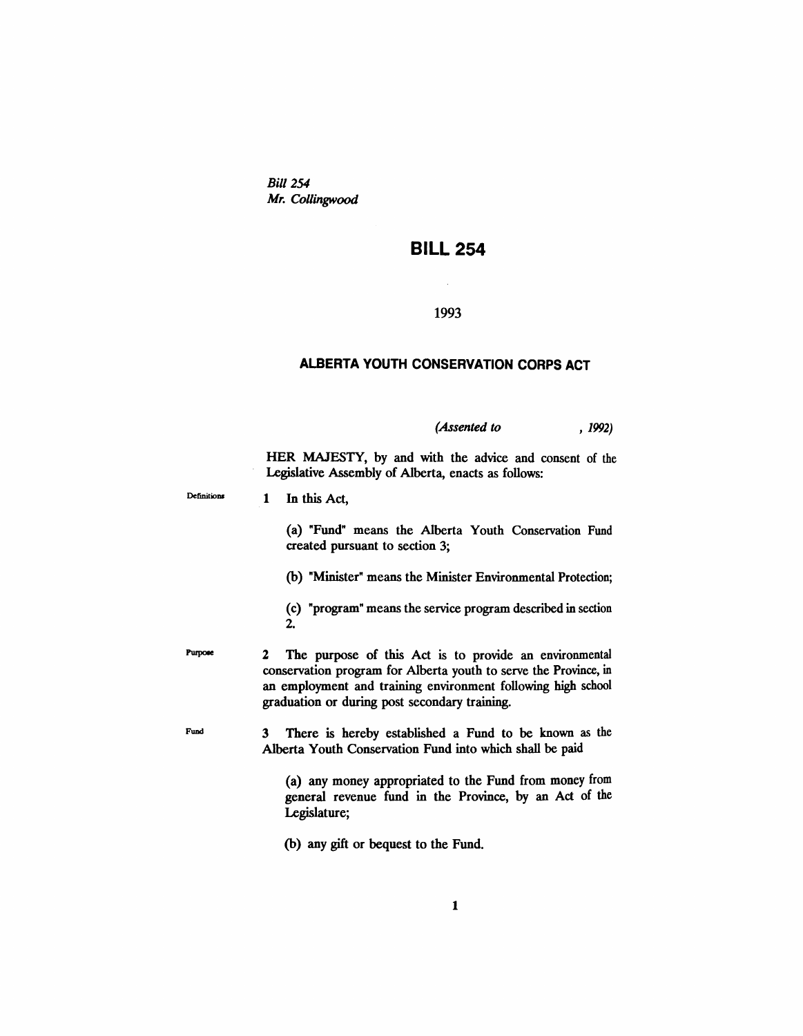*Bill 254*
*Mr. Collingwood*

# BILL 254

1993

## ALBERTA YOUTH CONSERVATION CORPS ACT

*(Assented to , 1992)*

HER MAJESTY, by and with the advice and consent of the Legislative Assembly of Alberta, enacts as follows:

Definitions

**1** In this Act,

(a) "Fund" means the Alberta Youth Conservation Fund created pursuant to section 3;

(b) "Minister" means the Minister Environmental Protection;

(c) "program" means the service program described in section 2.

Purpose

**2** The purpose of this Act is to provide an environmental conservation program for Alberta youth to serve the Province, in an employment and training environment following high school graduation or during post secondary training.

Fund

**3** There is hereby established a Fund to be known as the Alberta Youth Conservation Fund into which shall be paid

(a) any money appropriated to the Fund from money from general revenue fund in the Province, by an Act of the Legislature;

(b) any gift or bequest to the Fund.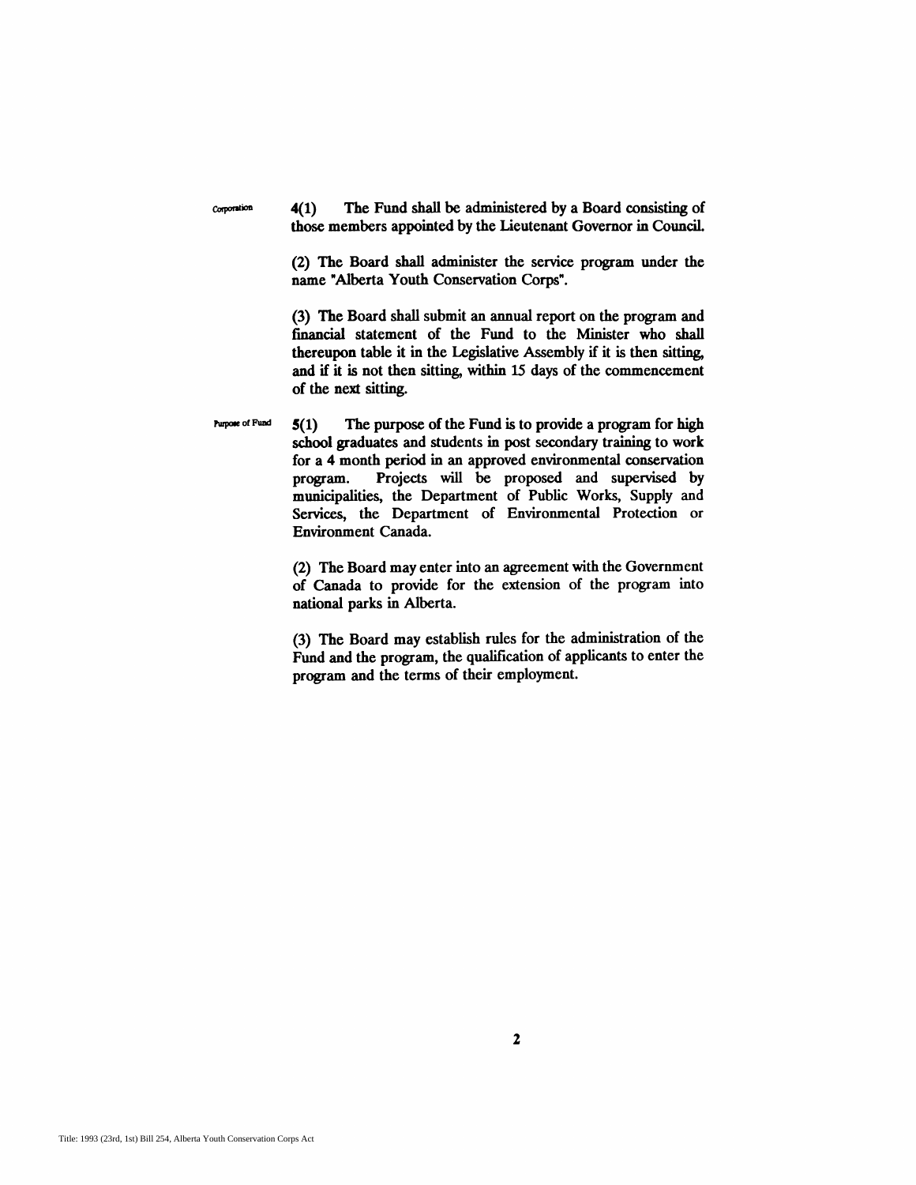Corporation

**4(1)** The Fund shall be administered by a Board consisting of those members appointed by the Lieutenant Governor in Council.

(2) The Board shall administer the service program under the name "Alberta Youth Conservation Corps".

(3) The Board shall submit an annual report on the program and financial statement of the Fund to the Minister who shall thereupon table it in the Legislative Assembly if it is then sitting, and if it is not then sitting, within 15 days of the commencement of the next sitting.

Purpose of Fund

**5(1)** The purpose of the Fund is to provide a program for high school graduates and students in post secondary training to work for a 4 month period in an approved environmental conservation program. Projects will be proposed and supervised by municipalities, the Department of Public Works, Supply and Services, the Department of Environmental Protection or Environment Canada.

(2) The Board may enter into an agreement with the Government of Canada to provide for the extension of the program into national parks in Alberta.

(3) The Board may establish rules for the administration of the Fund and the program, the qualification of applicants to enter the program and the terms of their employment.